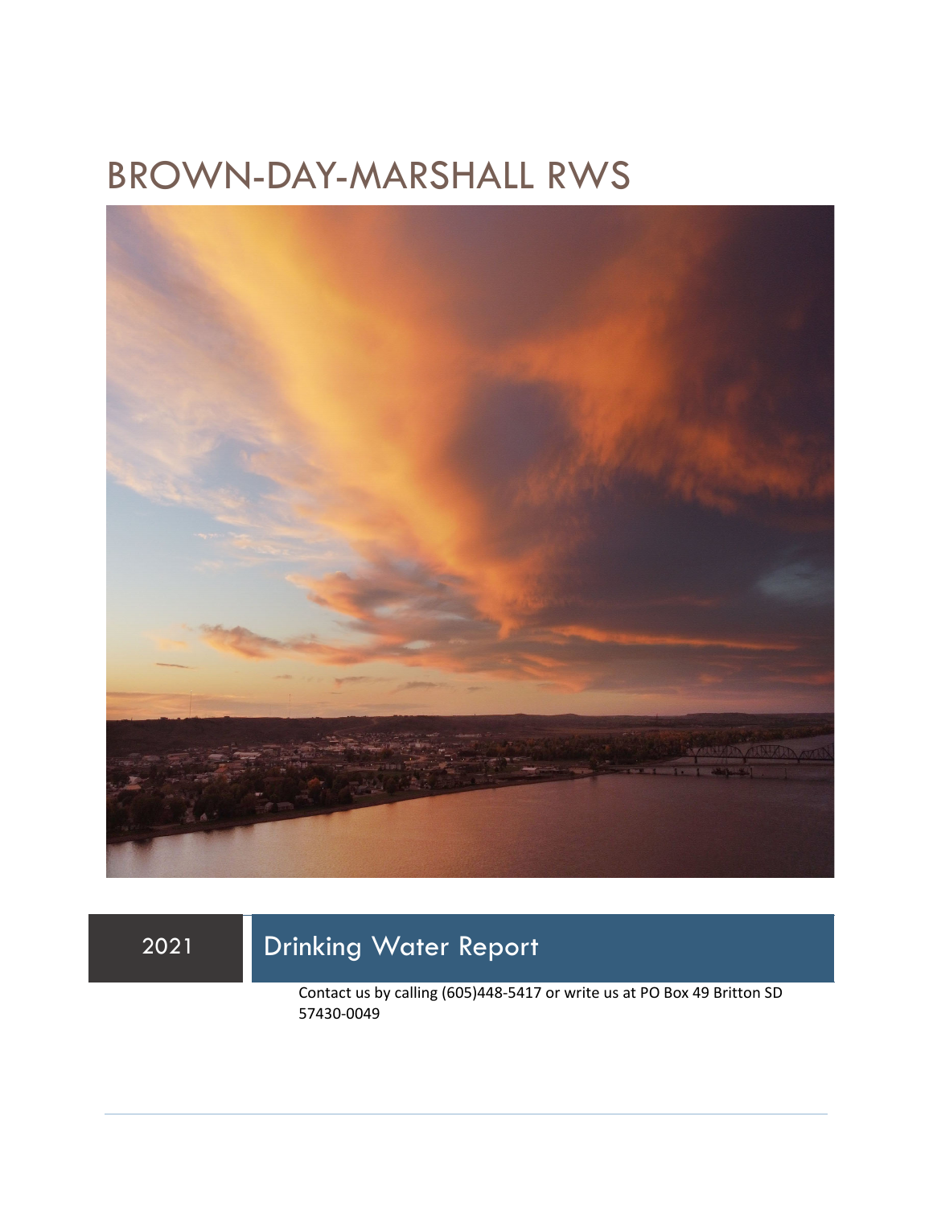# BROWN-DAY-MARSHALL RWS

## 2021 Drinking Water Report

Contact us by calling (605)448-5417 or write us at PO Box 49 Britton SD 57430-0049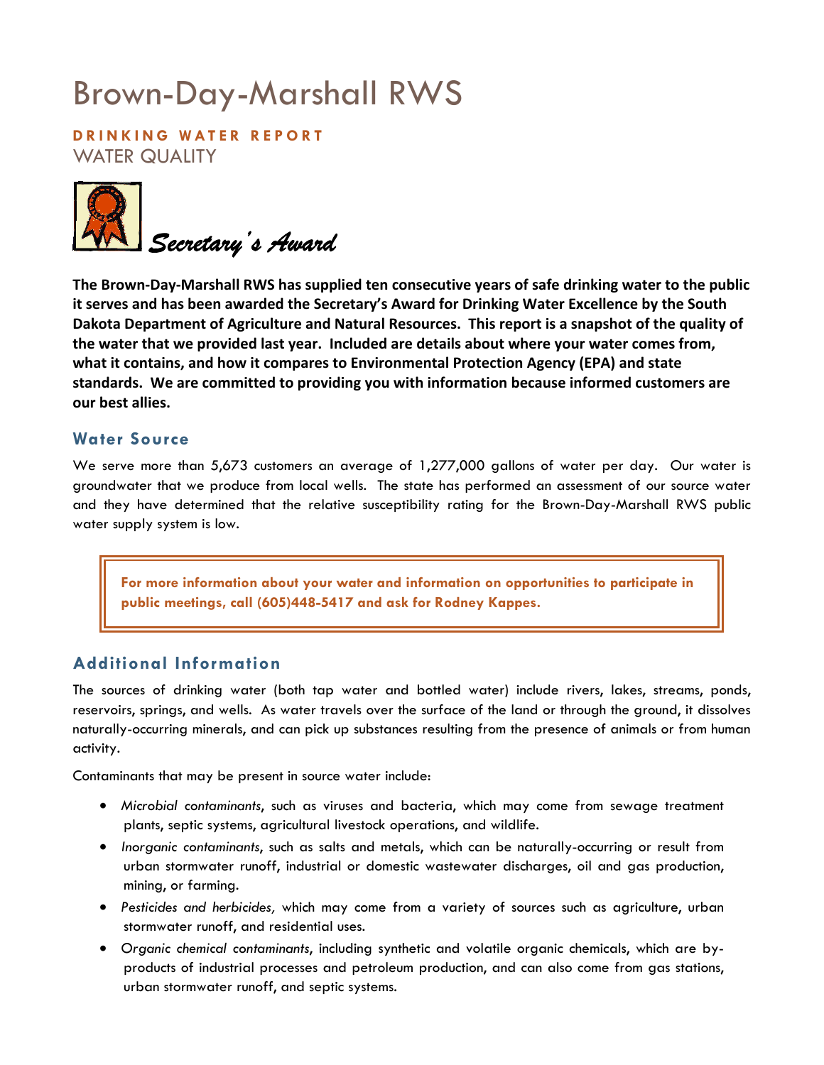# Brown-Day-Marshall RWS

**DRINKING WATER REPORT**

WATER QUALITY

*Secretary's Award*

**The Brown-Day-Marshall RWS has supplied ten consecutive years of safe drinking water to the public it serves and has been awarded the Secretary's Award for Drinking Water Excellence by the South Dakota Department of Agriculture and Natural Resources. This report is a snapshot of the quality of the water that we provided last year. Included are details about where your water comes from, what it contains, and how it compares to Environmental Protection Agency (EPA) and state standards. We are committed to providing you with information because informed customers are our best allies.**

## Water Source

We serve more than 5,673 customers an average of 1,277,000 gallons of water per day. Our water is groundwater that we produce from local wells. The state has performed an assessment of our source water and they have determined that the relative susceptibility rating for the Brown-Day-Marshall RWS public water supply system is low.

**For more information about your water and information on opportunities to participate in public meetings, call (605)448-5417 and ask for Rodney Kappes.**

## Additional Information

The sources of drinking water (both tap water and bottled water) include rivers, lakes, streams, ponds, reservoirs, springs, and wells. As water travels over the surface of the land or through the ground, it dissolves naturally-occurring minerals, and can pick up substances resulting from the presence of animals or from human activity.

Contaminants that may be present in source water include:

- *Microbial contaminants*, such as viruses and bacteria, which may come from sewage treatment plants, septic systems, agricultural livestock operations, and wildlife.
- *Inorganic contaminants*, such as salts and metals, which can be naturally-occurring or result from urban stormwater runoff, industrial or domestic wastewater discharges, oil and gas production, mining, or farming.
- *Pesticides and herbicides,* which may come from a variety of sources such as agriculture, urban stormwater runoff, and residential uses.
- *Organic chemical contaminants*, including synthetic and volatile organic chemicals, which are by-products of industrial processes and petroleum production, and can also come from gas stations, urban stormwater runoff, and septic systems.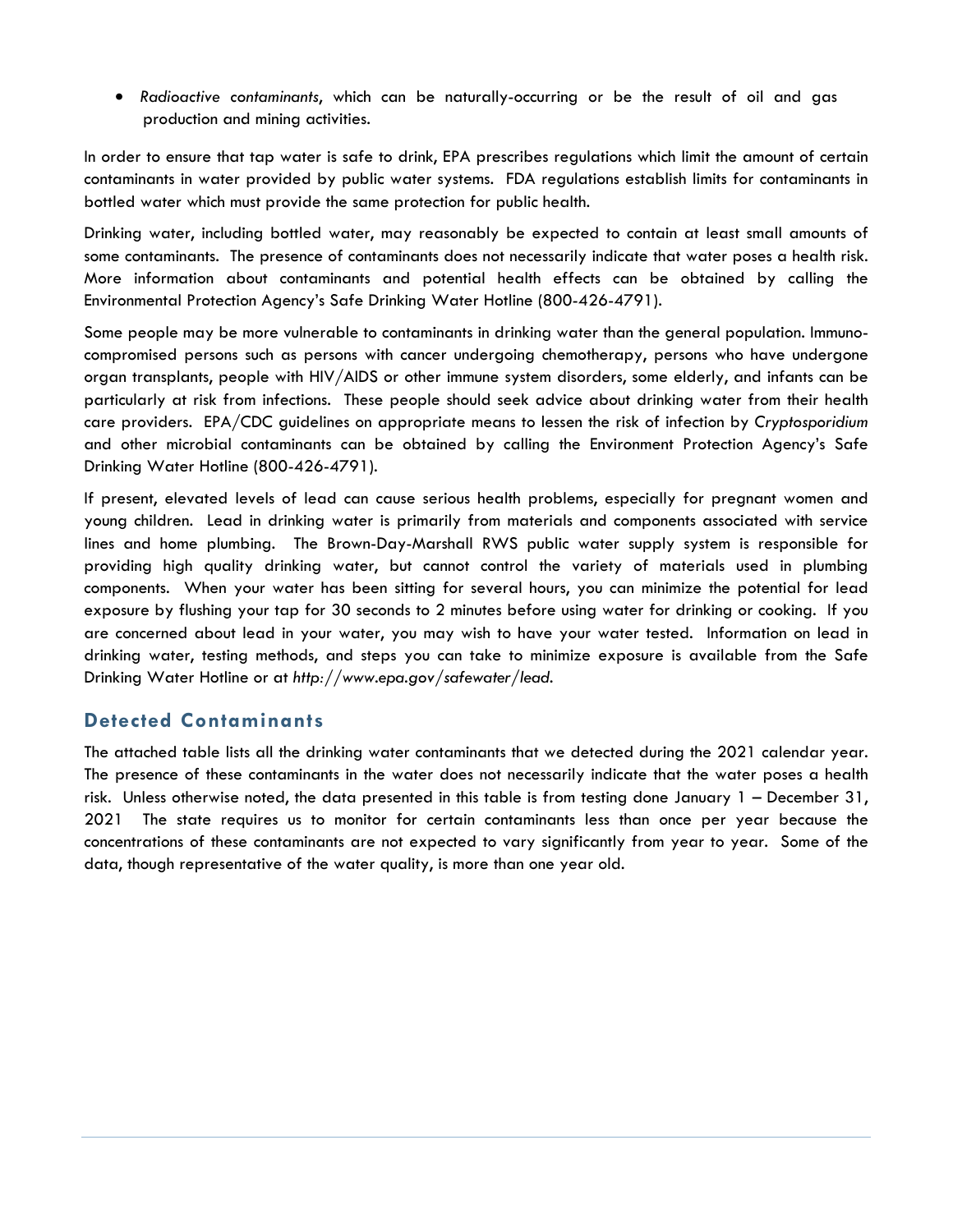- *Radioactive contaminants*, which can be naturally-occurring or be the result of oil and gas production and mining activities.

In order to ensure that tap water is safe to drink, EPA prescribes regulations which limit the amount of certain contaminants in water provided by public water systems. FDA regulations establish limits for contaminants in bottled water which must provide the same protection for public health.

Drinking water, including bottled water, may reasonably be expected to contain at least small amounts of some contaminants. The presence of contaminants does not necessarily indicate that water poses a health risk. More information about contaminants and potential health effects can be obtained by calling the Environmental Protection Agency's Safe Drinking Water Hotline (800-426-4791).

Some people may be more vulnerable to contaminants in drinking water than the general population. Immuno-compromised persons such as persons with cancer undergoing chemotherapy, persons who have undergone organ transplants, people with HIV/AIDS or other immune system disorders, some elderly, and infants can be particularly at risk from infections. These people should seek advice about drinking water from their health care providers. EPA/CDC guidelines on appropriate means to lessen the risk of infection by *Cryptosporidium* and other microbial contaminants can be obtained by calling the Environment Protection Agency's Safe Drinking Water Hotline (800-426-4791).

If present, elevated levels of lead can cause serious health problems, especially for pregnant women and young children. Lead in drinking water is primarily from materials and components associated with service lines and home plumbing. The Brown-Day-Marshall RWS public water supply system is responsible for providing high quality drinking water, but cannot control the variety of materials used in plumbing components. When your water has been sitting for several hours, you can minimize the potential for lead exposure by flushing your tap for 30 seconds to 2 minutes before using water for drinking or cooking. If you are concerned about lead in your water, you may wish to have your water tested. Information on lead in drinking water, testing methods, and steps you can take to minimize exposure is available from the Safe Drinking Water Hotline or at *http://www.epa.gov/safewater/lead.*

## Detected Contaminants

The attached table lists all the drinking water contaminants that we detected during the 2021 calendar year. The presence of these contaminants in the water does not necessarily indicate that the water poses a health risk. Unless otherwise noted, the data presented in this table is from testing done January 1 – December 31, 2021 The state requires us to monitor for certain contaminants less than once per year because the concentrations of these contaminants are not expected to vary significantly from year to year. Some of the data, though representative of the water quality, is more than one year old.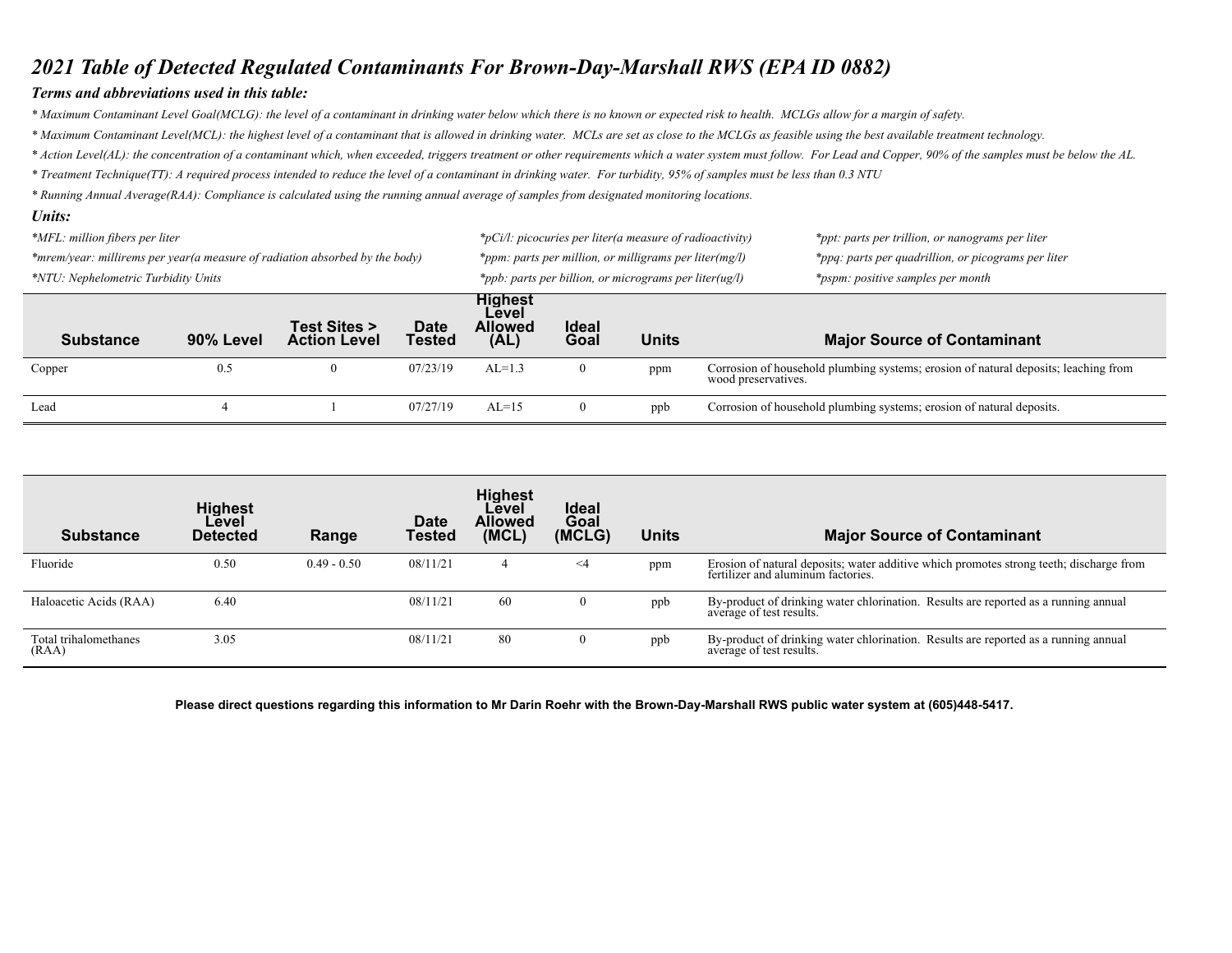# *2021 Table of Detected Regulated Contaminants For Brown-Day-Marshall RWS (EPA ID 0882)*

### *Terms and abbreviations used in this table:*

*\* Maximum Contaminant Level Goal(MCLG): the level of a contaminant in drinking water below which there is no known or expected risk to health. MCLGs allow for a margin of safety.*

*\* Maximum Contaminant Level(MCL): the highest level of a contaminant that is allowed in drinking water. MCLs are set as close to the MCLGs as feasible using the best available treatment technology.*

*\* Action Level(AL): the concentration of a contaminant which, when exceeded, triggers treatment or other requirements which a water system must follow. For Lead and Copper, 90% of the samples must be below the AL.*

*\* Treatment Technique(TT): A required process intended to reduce the level of a contaminant in drinking water. For turbidity, 95% of samples must be less than 0.3 NTU*

*\* Running Annual Average(RAA): Compliance is calculated using the running annual average of samples from designated monitoring locations.*

### *Units:*

*\*MFL: million fibers per liter*

*\*mrem/year: millirems per year(a measure of radiation absorbed by the body)*

*\*NTU: Nephelometric Turbidity Units*

*\*pCi/l: picocuries per liter(a measure of radioactivity)*

*\*ppm: parts per million, or milligrams per liter(mg/l)*

*\*ppb: parts per billion, or micrograms per liter(ug/l)*

*\*ppt: parts per trillion, or nanograms per liter*

*\*ppq: parts per quadrillion, or picograms per liter*

*\*pspm: positive samples per month*

| Substance | 90% Level | Test Sites > Action Level | Date Tested | Highest Level Allowed (AL) | Ideal Goal | Units | Major Source of Contaminant |
|---|---|---|---|---|---|---|---|
| Copper | 0.5 | 0 | 07/23/19 | AL=1.3 | 0 | ppm | Corrosion of household plumbing systems; erosion of natural deposits; leaching from wood preservatives. |
| Lead | 4 | 1 | 07/27/19 | AL=15 | 0 | ppb | Corrosion of household plumbing systems; erosion of natural deposits. |

| Substance | Highest Level Detected | Range | Date Tested | Highest Level Allowed (MCL) | Ideal Goal (MCLG) | Units | Major Source of Contaminant |
|---|---|---|---|---|---|---|---|
| Fluoride | 0.50 | 0.49 - 0.50 | 08/11/21 | 4 | <4 | ppm | Erosion of natural deposits; water additive which promotes strong teeth; discharge from fertilizer and aluminum factories. |
| Haloacetic Acids (RAA) | 6.40 | | 08/11/21 | 60 | 0 | ppb | By-product of drinking water chlorination. Results are reported as a running annual average of test results. |
| Total trihalomethanes (RAA) | 3.05 | | 08/11/21 | 80 | 0 | ppb | By-product of drinking water chlorination. Results are reported as a running annual average of test results. |

**Please direct questions regarding this information to Mr Darin Roehr with the Brown-Day-Marshall RWS public water system at (605)448-5417.**